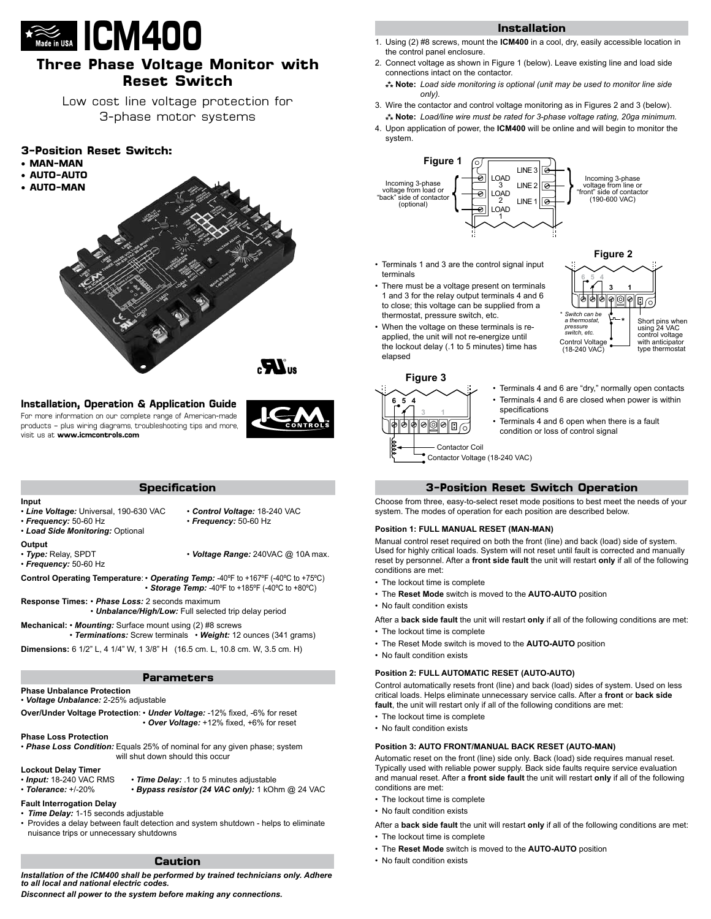# ICM400

## Three Phase Voltage Monitor with Reset Switch

Low cost line voltage protection for 3-phase motor systems

### 3-Position Reset Switch:

- **MAN-MAN**
- **AUTO-AUTO**
- **AUTO-MAN**

### Installation, Operation & Application Guide

For more information on our complete range of American-made products – plus wiring diagrams, troubleshooting tips and more, visit us at **www.icmcontrols.com**

## Specification

**Input**
- ***Line Voltage:*** Universal, 190-630 VAC
- ***Frequency:*** 50-60 Hz
- ***Load Side Monitoring:*** Optional
- ***Control Voltage:*** 18-240 VAC
- ***Frequency:*** 50-60 Hz

**Output**
- ***Type:*** Relay, SPDT
- ***Frequency:*** 50-60 Hz
- ***Voltage Range:*** 240VAC @ 10A max.

**Control Operating Temperature**: • ***Operating Temp:*** -40ºF to +167ºF (-40ºC to +75ºC) • ***Storage Temp:*** -40ºF to +185ºF (-40ºC to +80ºC)

**Response Times:** • ***Phase Loss:*** 2 seconds maximum • ***Unbalance/High/Low:*** Full selected trip delay period

**Mechanical:** • ***Mounting:*** Surface mount using (2) #8 screws • ***Terminations:*** Screw terminals • ***Weight:*** 12 ounces (341 grams)

**Dimensions:** 6 1/2" L, 4 1/4" W, 1 3/8" H (16.5 cm. L, 10.8 cm. W, 3.5 cm. H)

## Parameters

**Phase Unbalance Protection**
- ***Voltage Unbalance:*** 2-25% adjustable

**Over/Under Voltage Protection**: • ***Under Voltage:*** -12% fixed, -6% for reset • ***Over Voltage:*** +12% fixed, +6% for reset

**Phase Loss Protection**
- ***Phase Loss Condition:*** Equals 25% of nominal for any given phase; system will shut down should this occur

**Lockout Delay Timer**
- ***Input:*** 18-240 VAC RMS
- ***Tolerance:*** +/-20%
- ***Time Delay:*** .1 to 5 minutes adjustable
- ***Bypass resistor (24 VAC only):*** 1 kOhm @ 24 VAC

**Fault Interrogation Delay**
- ***Time Delay:*** 1-15 seconds adjustable
- Provides a delay between fault detection and system shutdown - helps to eliminate nuisance trips or unnecessary shutdowns

## Caution

***Installation of the ICM400 shall be performed by trained technicians only. Adhere to all local and national electric codes.***

***Disconnect all power to the system before making any connections.***

## Installation

1. Using (2) #8 screws, mount the **ICM400** in a cool, dry, easily accessible location in the control panel enclosure.
2. Connect voltage as shown in Figure 1 (below). Leave existing line and load side connections intact on the contactor.
   **Note:** *Load side monitoring is optional (unit may be used to monitor line side only).*
3. Wire the contactor and control voltage monitoring as in Figures 2 and 3 (below).
   **Note:** *Load/line wire must be rated for 3-phase voltage rating, 20ga minimum.*
4. Upon application of power, the **ICM400** will be online and will begin to monitor the system.

**Figure 1**

Incoming 3-phase voltage from load or "back" side of contactor (optional) — LOAD 3, LOAD 2, LOAD 1

Incoming 3-phase voltage from line or "front" side of contactor (190-600 VAC) — LINE 3, LINE 2, LINE 1

- Terminals 1 and 3 are the control signal input terminals
- There must be a voltage present on terminals 1 and 3 for the relay output terminals 4 and 6 to close; this voltage can be supplied from a thermostat, pressure switch, etc.
- When the voltage on these terminals is re-applied, the unit will not re-energize until the lockout delay (.1 to 5 minutes) time has elapsed

**Figure 2**

\* Switch can be a thermostat, pressure switch, etc.

Control Voltage (18-240 VAC)

Short pins when using 24 VAC control voltage with anticipator type thermostat

**Figure 3**

Contactor Coil

Contactor Voltage (18-240 VAC)

- Terminals 4 and 6 are "dry," normally open contacts
- Terminals 4 and 6 are closed when power is within specifications
- Terminals 4 and 6 open when there is a fault condition or loss of control signal

## 3-Position Reset Switch Operation

Choose from three, easy-to-select reset mode positions to best meet the needs of your system. The modes of operation for each position are described below.

### Position 1: FULL MANUAL RESET (MAN-MAN)

Manual control reset required on both the front (line) and back (load) side of system. Used for highly critical loads. System will not reset until fault is corrected and manually reset by personnel. After a **front side fault** the unit will restart **only** if all of the following conditions are met:

- The lockout time is complete
- The **Reset Mode** switch is moved to the **AUTO-AUTO** position
- No fault condition exists

After a **back side fault** the unit will restart **only** if all of the following conditions are met:

- The lockout time is complete
- The Reset Mode switch is moved to the **AUTO-AUTO** position
- No fault condition exists

### Position 2: FULL AUTOMATIC RESET (AUTO-AUTO)

Control automatically resets front (line) and back (load) sides of system. Used on less critical loads. Helps eliminate unnecessary service calls. After a **front** or **back side fault**, the unit will restart only if all of the following conditions are met:

- The lockout time is complete
- No fault condition exists

### Position 3: AUTO FRONT/MANUAL BACK RESET (AUTO-MAN)

Automatic reset on the front (line) side only. Back (load) side requires manual reset. Typically used with reliable power supply. Back side faults require service evaluation and manual reset. After a **front side fault** the unit will restart **only** if all of the following conditions are met:

- The lockout time is complete
- No fault condition exists

After a **back side fault** the unit will restart **only** if all of the following conditions are met:

- The lockout time is complete
- The **Reset Mode** switch is moved to the **AUTO-AUTO** position
- No fault condition exists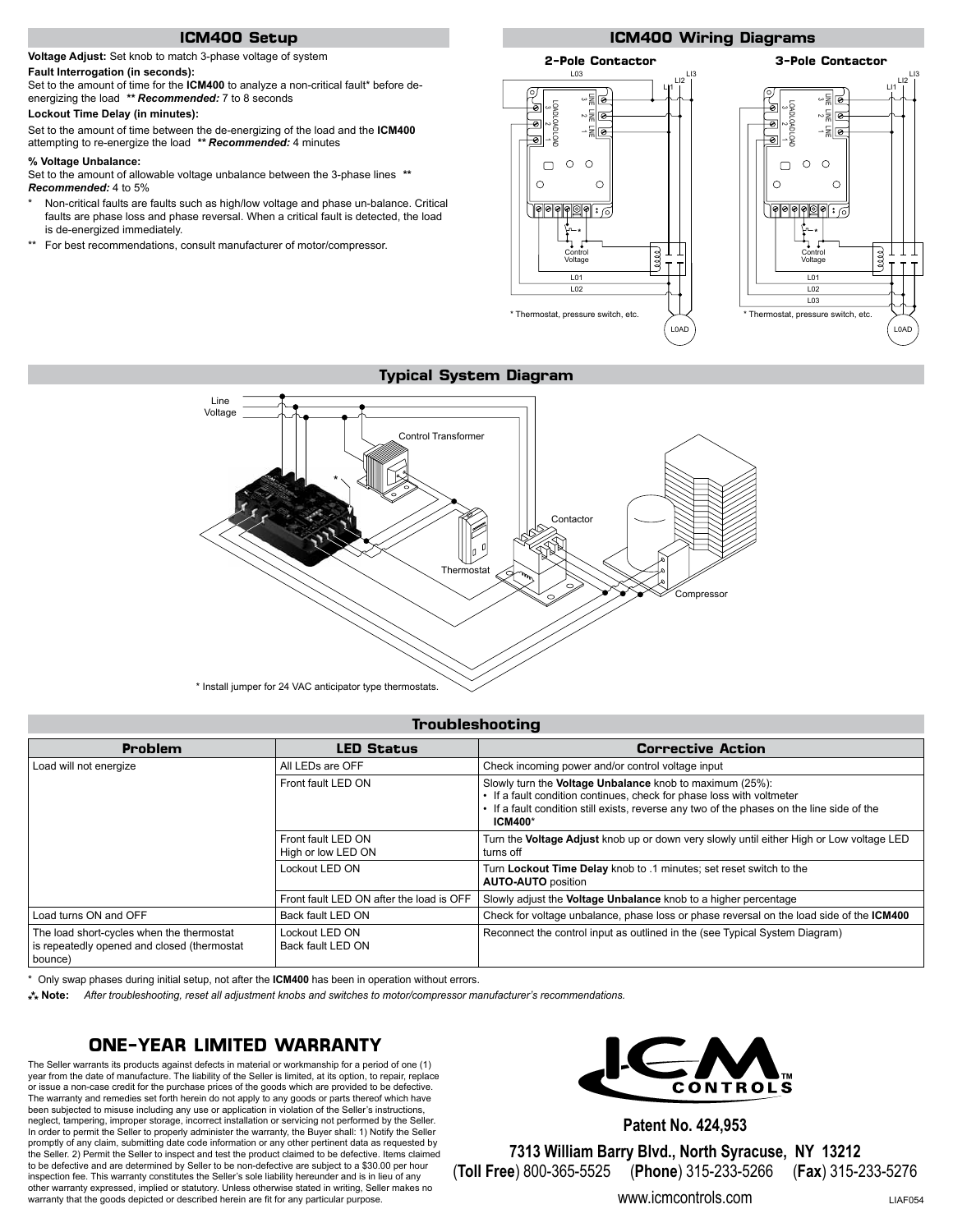## ICM400 Setup

**Voltage Adjust:** Set knob to match 3-phase voltage of system

**Fault Interrogation (in seconds):**

Set to the amount of time for the **ICM400** to analyze a non-critical fault* before de-energizing the load **\*\* *Recommended:*** 7 to 8 seconds

**Lockout Time Delay (in minutes):**

Set to the amount of time between the de-energizing of the load and the **ICM400** attempting to re-energize the load **\*\* *Recommended:*** 4 minutes

**% Voltage Unbalance:**

Set to the amount of allowable voltage unbalance between the 3-phase lines **\*\* *Recommended:*** 4 to 5%

\* Non-critical faults are faults such as high/low voltage and phase un-balance. Critical faults are phase loss and phase reversal. When a critical fault is detected, the load is de-energized immediately.

\*\* For best recommendations, consult manufacturer of motor/compressor.

## ICM400 Wiring Diagrams

**2-Pole Contactor**

L03
LI3
LI2
LI1
LOAD LOAD LOAD
3 2 1
LINE LINE LINE
3 2 1
Control Voltage
L01
L02
\* Thermostat, pressure switch, etc.
L0AD

**3-Pole Contactor**

LI3
LI2
LI1
LOAD LOAD LOAD
3 2 1
LINE LINE LINE
3 2 1
Control Voltage
L01
L02
L03
\* Thermostat, pressure switch, etc.
L0AD

## Typical System Diagram

Line Voltage
Control Transformer
\*
Contactor
Thermostat
Compressor

\* Install jumper for 24 VAC anticipator type thermostats.

## Troubleshooting

| Problem | LED Status | Corrective Action |
|---|---|---|
| Load will not energize | All LEDs are OFF | Check incoming power and/or control voltage input |
| | Front fault LED ON | Slowly turn the **Voltage Unbalance** knob to maximum (25%):<br>• If a fault condition continues, check for phase loss with voltmeter<br>• If a fault condition still exists, reverse any two of the phases on the line side of the **ICM400**\* |
| | Front fault LED ON<br>High or low LED ON | Turn the **Voltage Adjust** knob up or down very slowly until either High or Low voltage LED turns off |
| | Lockout LED ON | Turn **Lockout Time Delay** knob to .1 minutes; set reset switch to the **AUTO-AUTO** position |
| | Front fault LED ON after the load is OFF | Slowly adjust the **Voltage Unbalance** knob to a higher percentage |
| Load turns ON and OFF | Back fault LED ON | Check for voltage unbalance, phase loss or phase reversal on the load side of the **ICM400** |
| The load short-cycles when the thermostat is repeatedly opened and closed (thermostat bounce) | Lockout LED ON<br>Back fault LED ON | Reconnect the control input as outlined in the (see Typical System Diagram) |

\* Only swap phases during initial setup, not after the **ICM400** has been in operation without errors.

**Note:** *After troubleshooting, reset all adjustment knobs and switches to motor/compressor manufacturer's recommendations.*

## ONE-YEAR LIMITED WARRANTY

The Seller warrants its products against defects in material or workmanship for a period of one (1) year from the date of manufacture. The liability of the Seller is limited, at its option, to repair, replace or issue a non-case credit for the purchase prices of the goods which are provided to be defective. The warranty and remedies set forth herein do not apply to any goods or parts thereof which have been subjected to misuse including any use or application in violation of the Seller's instructions, neglect, tampering, improper storage, incorrect installation or servicing not performed by the Seller. In order to permit the Seller to properly administer the warranty, the Buyer shall: 1) Notify the Seller promptly of any claim, submitting date code information or any other pertinent data as requested by the Seller. 2) Permit the Seller to inspect and test the product claimed to be defective. Items claimed to be defective and are determined by Seller to be non-defective are subject to a $30.00 per hour inspection fee. This warranty constitutes the Seller's sole liability hereunder and is in lieu of any other warranty expressed, implied or statutory. Unless otherwise stated in writing, Seller makes no warranty that the goods depicted or described herein are fit for any particular purpose.

ICM CONTROLS™

**Patent No. 424,953**

**7313 William Barry Blvd., North Syracuse, NY 13212**

(**Toll Free**) 800-365-5525 (**Phone**) 315-233-5266 (**Fax**) 315-233-5276

www.icmcontrols.com

LIAF054